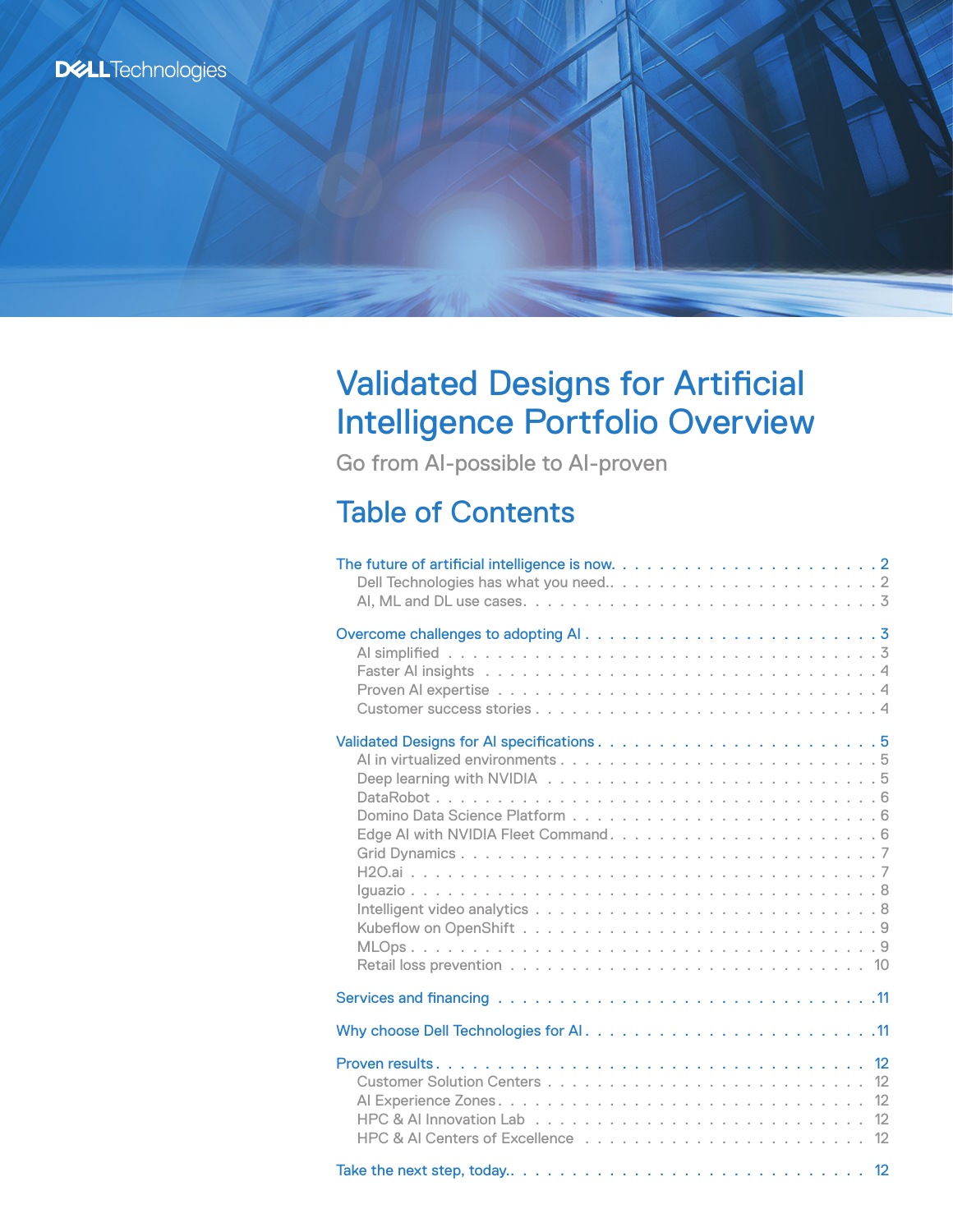Dell Technologies

# Validated Designs for Artificial Intelligence Portfolio Overview

Go from AI-possible to AI-proven

## Table of Contents

**The future of artificial intelligence is now** . . . . . 2
- Dell Technologies has what you need . . . . . 2
- AI, ML and DL use cases . . . . . 3

**Overcome challenges to adopting AI** . . . . . 3
- AI simplified . . . . . 3
- Faster AI insights . . . . . 4
- Proven AI expertise . . . . . 4
- Customer success stories . . . . . 4

**Validated Designs for AI specifications** . . . . . 5
- AI in virtualized environments . . . . . 5
- Deep learning with NVIDIA . . . . . 5
- DataRobot . . . . . 6
- Domino Data Science Platform . . . . . 6
- Edge AI with NVIDIA Fleet Command . . . . . 6
- Grid Dynamics . . . . . 7
- H2O.ai . . . . . 7
- Iguazio . . . . . 8
- Intelligent video analytics . . . . . 8
- Kubeflow on OpenShift . . . . . 9
- MLOps . . . . . 9
- Retail loss prevention . . . . . 10

**Services and financing** . . . . . 11

**Why choose Dell Technologies for AI** . . . . . 11

**Proven results** . . . . . 12
- Customer Solution Centers . . . . . 12
- AI Experience Zones . . . . . 12
- HPC & AI Innovation Lab . . . . . 12
- HPC & AI Centers of Excellence . . . . . 12

**Take the next step, today.** . . . . . 12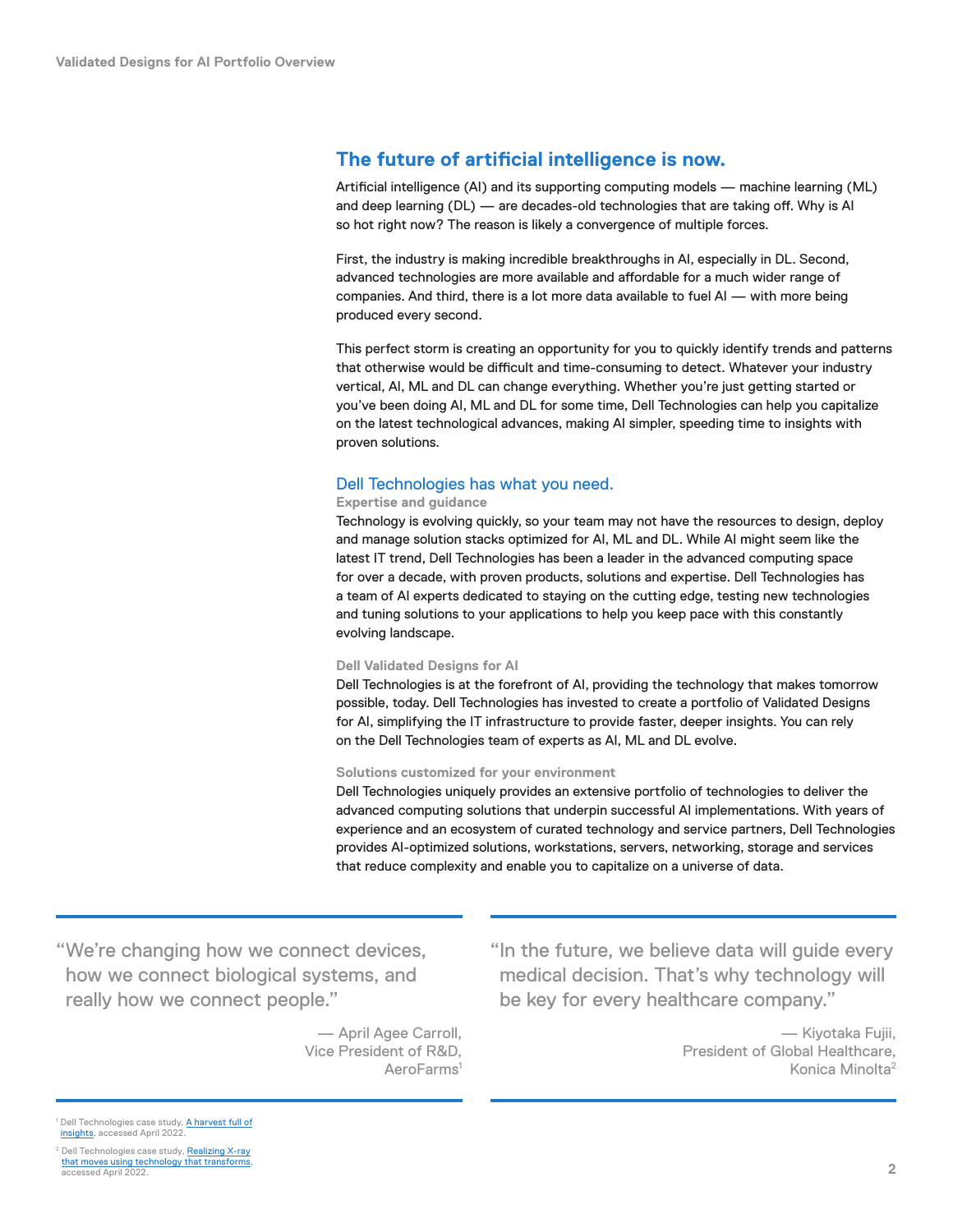## The future of artificial intelligence is now.

Artificial intelligence (AI) and its supporting computing models — machine learning (ML) and deep learning (DL) — are decades-old technologies that are taking off. Why is AI so hot right now? The reason is likely a convergence of multiple forces.

First, the industry is making incredible breakthroughs in AI, especially in DL. Second, advanced technologies are more available and affordable for a much wider range of companies. And third, there is a lot more data available to fuel AI — with more being produced every second.

This perfect storm is creating an opportunity for you to quickly identify trends and patterns that otherwise would be difficult and time-consuming to detect. Whatever your industry vertical, AI, ML and DL can change everything. Whether you're just getting started or you've been doing AI, ML and DL for some time, Dell Technologies can help you capitalize on the latest technological advances, making AI simpler, speeding time to insights with proven solutions.

### Dell Technologies has what you need.

#### Expertise and guidance

Technology is evolving quickly, so your team may not have the resources to design, deploy and manage solution stacks optimized for AI, ML and DL. While AI might seem like the latest IT trend, Dell Technologies has been a leader in the advanced computing space for over a decade, with proven products, solutions and expertise. Dell Technologies has a team of AI experts dedicated to staying on the cutting edge, testing new technologies and tuning solutions to your applications to help you keep pace with this constantly evolving landscape.

#### Dell Validated Designs for AI

Dell Technologies is at the forefront of AI, providing the technology that makes tomorrow possible, today. Dell Technologies has invested to create a portfolio of Validated Designs for AI, simplifying the IT infrastructure to provide faster, deeper insights. You can rely on the Dell Technologies team of experts as AI, ML and DL evolve.

#### Solutions customized for your environment

Dell Technologies uniquely provides an extensive portfolio of technologies to deliver the advanced computing solutions that underpin successful AI implementations. With years of experience and an ecosystem of curated technology and service partners, Dell Technologies provides AI-optimized solutions, workstations, servers, networking, storage and services that reduce complexity and enable you to capitalize on a universe of data.

> "We're changing how we connect devices, how we connect biological systems, and really how we connect people."
>
> — April Agee Carroll, Vice President of R&D, AeroFarms[1]

> "In the future, we believe data will guide every medical decision. That's why technology will be key for every healthcare company."
>
> — Kiyotaka Fujii, President of Global Healthcare, Konica Minolta[2]

[1] Dell Technologies case study, A harvest full of insights, accessed April 2022.

[2] Dell Technologies case study, Realizing X-ray that moves using technology that transforms, accessed April 2022.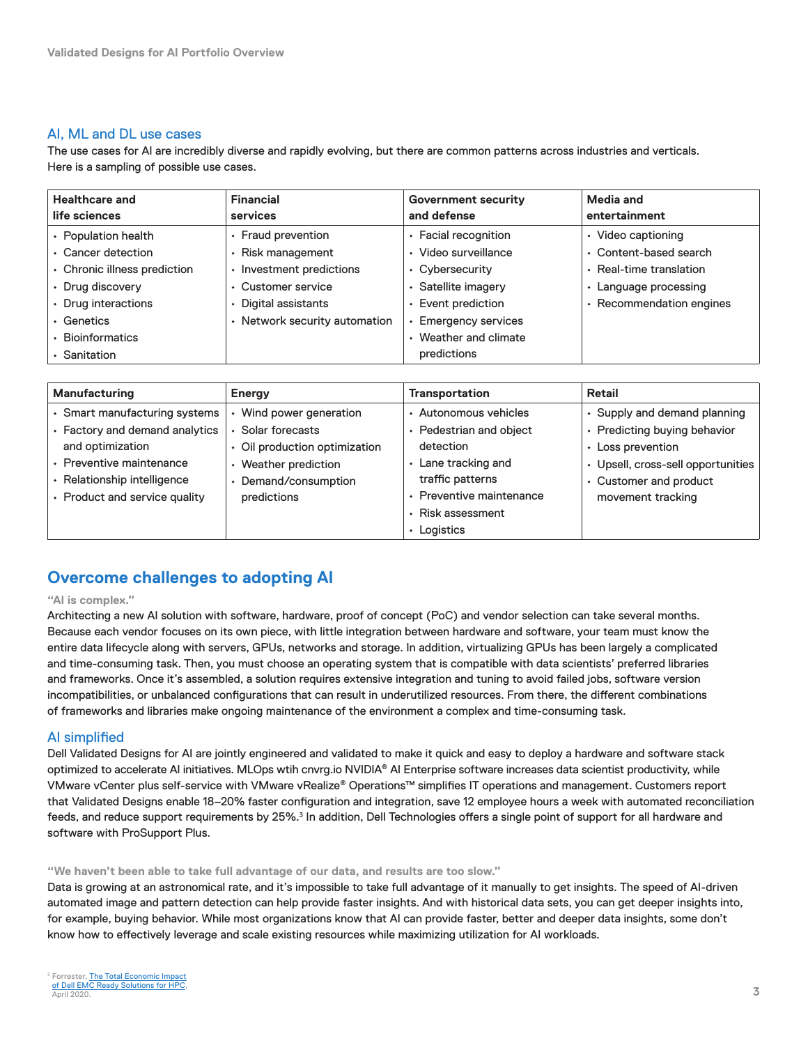## AI, ML and DL use cases

The use cases for AI are incredibly diverse and rapidly evolving, but there are common patterns across industries and verticals. Here is a sampling of possible use cases.

| Healthcare and life sciences | Financial services | Government security and defense | Media and entertainment |
|---|---|---|---|
| • Population health<br>• Cancer detection<br>• Chronic illness prediction<br>• Drug discovery<br>• Drug interactions<br>• Genetics<br>• Bioinformatics<br>• Sanitation | • Fraud prevention<br>• Risk management<br>• Investment predictions<br>• Customer service<br>• Digital assistants<br>• Network security automation | • Facial recognition<br>• Video surveillance<br>• Cybersecurity<br>• Satellite imagery<br>• Event prediction<br>• Emergency services<br>• Weather and climate predictions | • Video captioning<br>• Content-based search<br>• Real-time translation<br>• Language processing<br>• Recommendation engines |

| Manufacturing | Energy | Transportation | Retail |
|---|---|---|---|
| • Smart manufacturing systems<br>• Factory and demand analytics and optimization<br>• Preventive maintenance<br>• Relationship intelligence<br>• Product and service quality | • Wind power generation<br>• Solar forecasts<br>• Oil production optimization<br>• Weather prediction<br>• Demand/consumption predictions | • Autonomous vehicles<br>• Pedestrian and object detection<br>• Lane tracking and traffic patterns<br>• Preventive maintenance<br>• Risk assessment<br>• Logistics | • Supply and demand planning<br>• Predicting buying behavior<br>• Loss prevention<br>• Upsell, cross-sell opportunities<br>• Customer and product movement tracking |

## Overcome challenges to adopting AI

**"AI is complex."**

Architecting a new AI solution with software, hardware, proof of concept (PoC) and vendor selection can take several months. Because each vendor focuses on its own piece, with little integration between hardware and software, your team must know the entire data lifecycle along with servers, GPUs, networks and storage. In addition, virtualizing GPUs has been largely a complicated and time-consuming task. Then, you must choose an operating system that is compatible with data scientists' preferred libraries and frameworks. Once it's assembled, a solution requires extensive integration and tuning to avoid failed jobs, software version incompatibilities, or unbalanced configurations that can result in underutilized resources. From there, the different combinations of frameworks and libraries make ongoing maintenance of the environment a complex and time-consuming task.

### AI simplified

Dell Validated Designs for AI are jointly engineered and validated to make it quick and easy to deploy a hardware and software stack optimized to accelerate AI initiatives. MLOps wtih cnvrg.io NVIDIA® AI Enterprise software increases data scientist productivity, while VMware vCenter plus self-service with VMware vRealize® Operations™ simplifies IT operations and management. Customers report that Validated Designs enable 18–20% faster configuration and integration, save 12 employee hours a week with automated reconciliation feeds, and reduce support requirements by 25%.[3] In addition, Dell Technologies offers a single point of support for all hardware and software with ProSupport Plus.

**"We haven't been able to take full advantage of our data, and results are too slow."**

Data is growing at an astronomical rate, and it's impossible to take full advantage of it manually to get insights. The speed of AI-driven automated image and pattern detection can help provide faster insights. And with historical data sets, you can get deeper insights into, for example, buying behavior. While most organizations know that AI can provide faster, better and deeper data insights, some don't know how to effectively leverage and scale existing resources while maximizing utilization for AI workloads.

[3] Forrester, The Total Economic Impact of Dell EMC Ready Solutions for HPC, April 2020.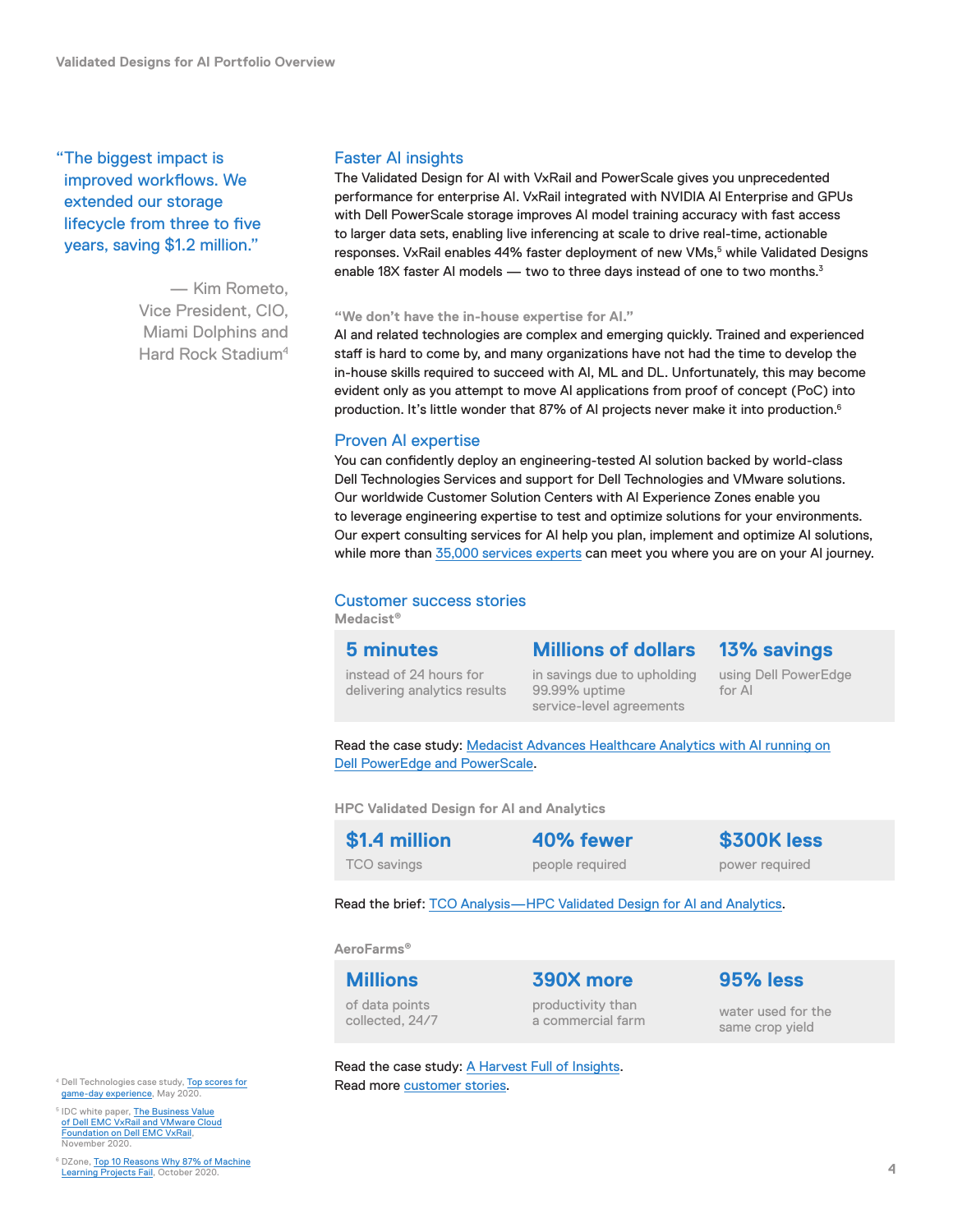"The biggest impact is improved workflows. We extended our storage lifecycle from three to five years, saving $1.2 million."

— Kim Rometo, Vice President, CIO, Miami Dolphins and Hard Rock Stadium[4]

## Faster AI insights

The Validated Design for AI with VxRail and PowerScale gives you unprecedented performance for enterprise AI. VxRail integrated with NVIDIA AI Enterprise and GPUs with Dell PowerScale storage improves AI model training accuracy with fast access to larger data sets, enabling live inferencing at scale to drive real-time, actionable responses. VxRail enables 44% faster deployment of new VMs,[5] while Validated Designs enable 18X faster AI models — two to three days instead of one to two months.[3]

**"We don't have the in-house expertise for AI."**

AI and related technologies are complex and emerging quickly. Trained and experienced staff is hard to come by, and many organizations have not had the time to develop the in-house skills required to succeed with AI, ML and DL. Unfortunately, this may become evident only as you attempt to move AI applications from proof of concept (PoC) into production. It's little wonder that 87% of AI projects never make it into production.[6]

## Proven AI expertise

You can confidently deploy an engineering-tested AI solution backed by world-class Dell Technologies Services and support for Dell Technologies and VMware solutions. Our worldwide Customer Solution Centers with AI Experience Zones enable you to leverage engineering expertise to test and optimize solutions for your environments. Our expert consulting services for AI help you plan, implement and optimize AI solutions, while more than [35,000 services experts]() can meet you where you are on your AI journey.

## Customer success stories

**Medacist®**

| 5 minutes | Millions of dollars | 13% savings |
|---|---|---|
| instead of 24 hours for delivering analytics results | in savings due to upholding 99.99% uptime service-level agreements | using Dell PowerEdge for AI |

Read the case study: [Medacist Advances Healthcare Analytics with AI running on Dell PowerEdge and PowerScale]().

**HPC Validated Design for AI and Analytics**

| $1.4 million | 40% fewer | $300K less |
|---|---|---|
| TCO savings | people required | power required |

Read the brief: [TCO Analysis—HPC Validated Design for AI and Analytics]().

**AeroFarms®**

| Millions | 390X more | 95% less |
|---|---|---|
| of data points collected, 24/7 | productivity than a commercial farm | water used for the same crop yield |

Read the case study: [A Harvest Full of Insights]().
Read more [customer stories]().

[4] Dell Technologies case study, [Top scores for game-day experience](), May 2020.

[5] IDC white paper, [The Business Value of Dell EMC VxRail and VMware Cloud Foundation on Dell EMC VxRail](), November 2020.

[6] DZone, [Top 10 Reasons Why 87% of Machine Learning Projects Fail](), October 2020.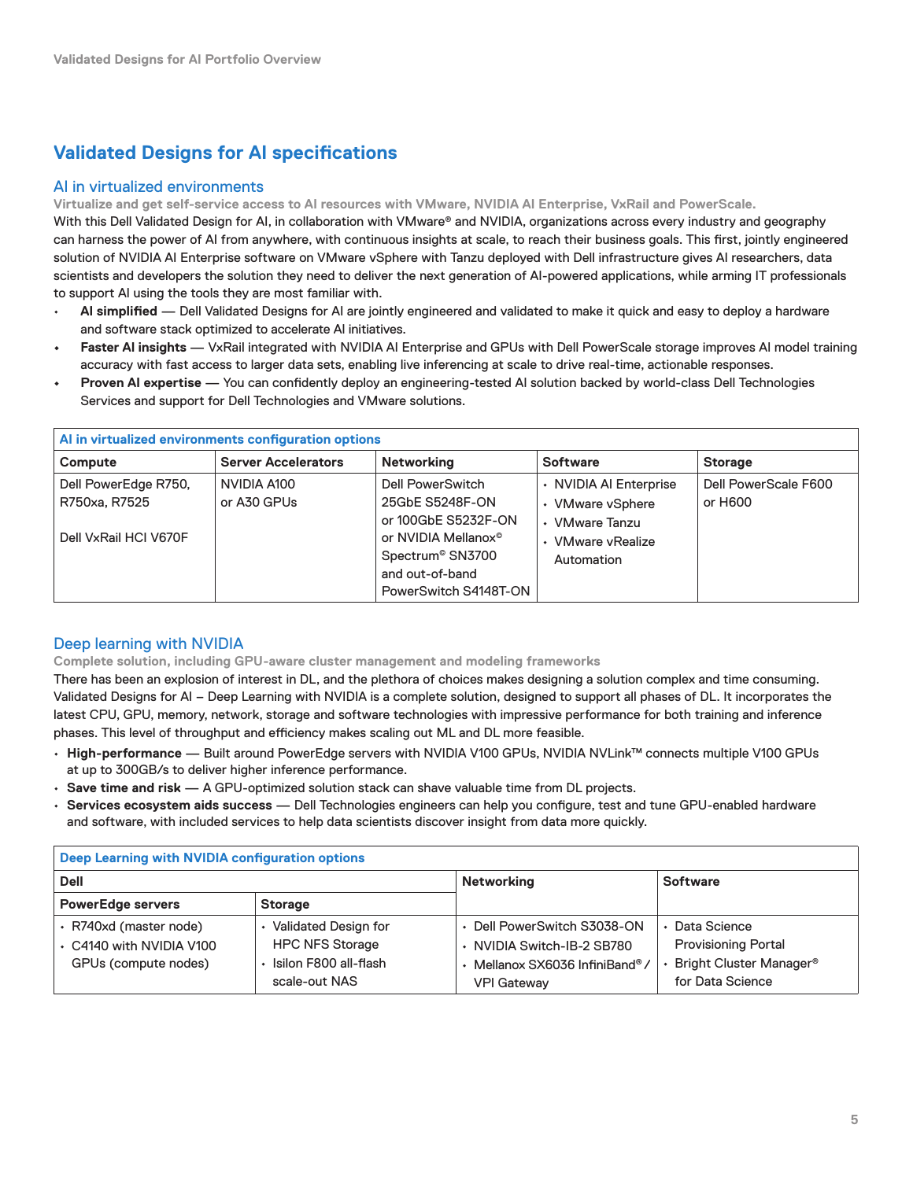## Validated Designs for AI specifications

### AI in virtualized environments

**Virtualize and get self-service access to AI resources with VMware, NVIDIA AI Enterprise, VxRail and PowerScale.**

With this Dell Validated Design for AI, in collaboration with VMware® and NVIDIA, organizations across every industry and geography can harness the power of AI from anywhere, with continuous insights at scale, to reach their business goals. This first, jointly engineered solution of NVIDIA AI Enterprise software on VMware vSphere with Tanzu deployed with Dell infrastructure gives AI researchers, data scientists and developers the solution they need to deliver the next generation of AI-powered applications, while arming IT professionals to support AI using the tools they are most familiar with.

- **AI simplified** — Dell Validated Designs for AI are jointly engineered and validated to make it quick and easy to deploy a hardware and software stack optimized to accelerate AI initiatives.
- **Faster AI insights** — VxRail integrated with NVIDIA AI Enterprise and GPUs with Dell PowerScale storage improves AI model training accuracy with fast access to larger data sets, enabling live inferencing at scale to drive real-time, actionable responses.
- **Proven AI expertise** — You can confidently deploy an engineering-tested AI solution backed by world-class Dell Technologies Services and support for Dell Technologies and VMware solutions.

| AI in virtualized environments configuration options | | | | |
|---|---|---|---|---|
| **Compute** | **Server Accelerators** | **Networking** | **Software** | **Storage** |
| Dell PowerEdge R750, R750xa, R7525<br><br>Dell VxRail HCI V670F | NVIDIA A100 or A30 GPUs | Dell PowerSwitch 25GbE S5248F-ON or 100GbE S5232F-ON or NVIDIA Mellanox® Spectrum® SN3700 and out-of-band PowerSwitch S4148T-ON | • NVIDIA AI Enterprise<br>• VMware vSphere<br>• VMware Tanzu<br>• VMware vRealize Automation | Dell PowerScale F600 or H600 |

### Deep learning with NVIDIA

**Complete solution, including GPU-aware cluster management and modeling frameworks**

There has been an explosion of interest in DL, and the plethora of choices makes designing a solution complex and time consuming. Validated Designs for AI – Deep Learning with NVIDIA is a complete solution, designed to support all phases of DL. It incorporates the latest CPU, GPU, memory, network, storage and software technologies with impressive performance for both training and inference phases. This level of throughput and efficiency makes scaling out ML and DL more feasible.

- **High-performance** — Built around PowerEdge servers with NVIDIA V100 GPUs, NVIDIA NVLink™ connects multiple V100 GPUs at up to 300GB/s to deliver higher inference performance.
- **Save time and risk** — A GPU-optimized solution stack can shave valuable time from DL projects.
- **Services ecosystem aids success** — Dell Technologies engineers can help you configure, test and tune GPU-enabled hardware and software, with included services to help data scientists discover insight from data more quickly.

| Deep Learning with NVIDIA configuration options | | | |
|---|---|---|---|
| **Dell** | | **Networking** | **Software** |
| **PowerEdge servers** | **Storage** | | |
| • R740xd (master node)<br>• C4140 with NVIDIA V100 GPUs (compute nodes) | • Validated Design for HPC NFS Storage<br>• Isilon F800 all-flash scale-out NAS | • Dell PowerSwitch S3038-ON<br>• NVIDIA Switch-IB-2 SB780<br>• Mellanox SX6036 InfiniBand® / VPI Gateway | • Data Science Provisioning Portal<br>• Bright Cluster Manager® for Data Science |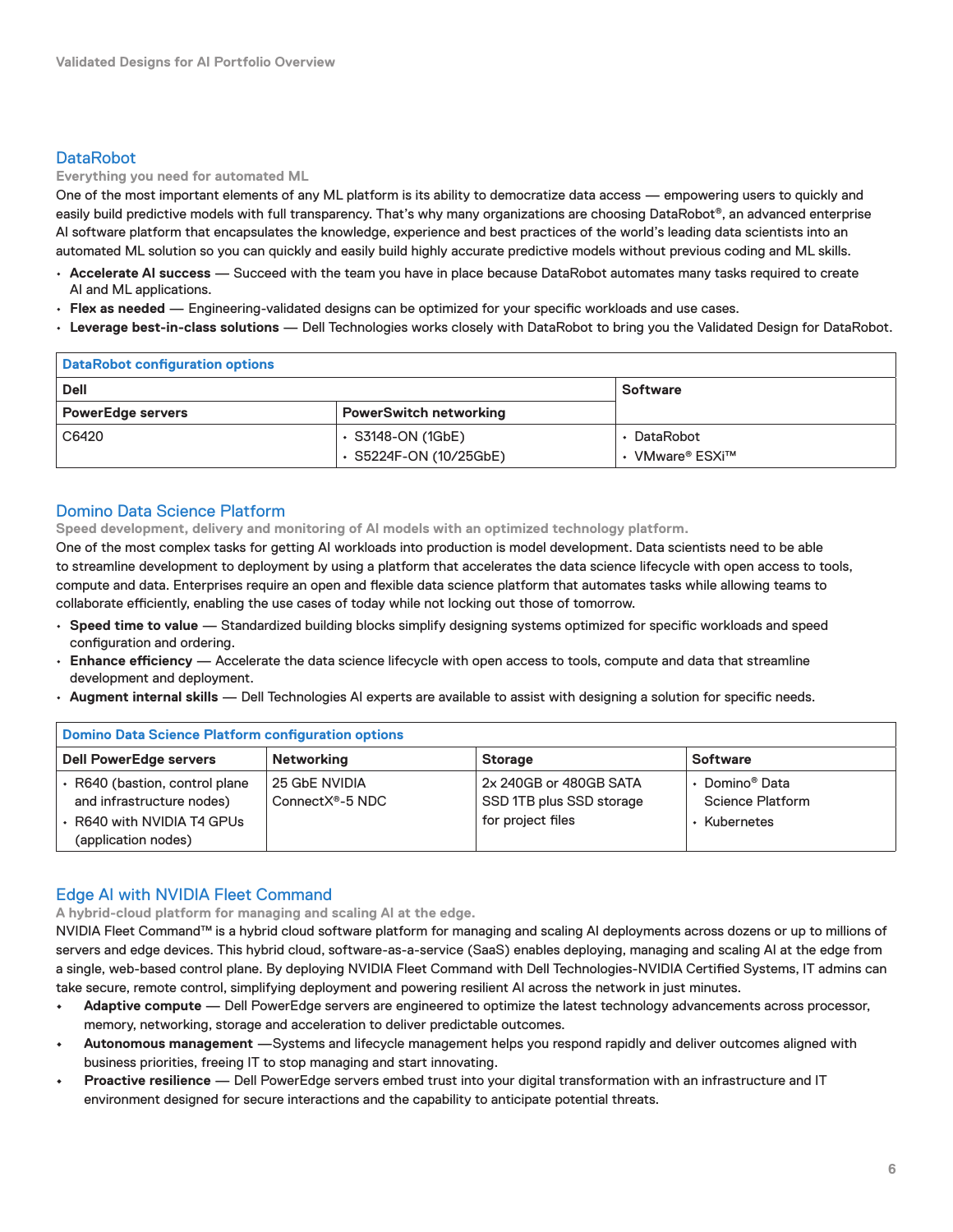## DataRobot

**Everything you need for automated ML**

One of the most important elements of any ML platform is its ability to democratize data access — empowering users to quickly and easily build predictive models with full transparency. That's why many organizations are choosing DataRobot®, an advanced enterprise AI software platform that encapsulates the knowledge, experience and best practices of the world's leading data scientists into an automated ML solution so you can quickly and easily build highly accurate predictive models without previous coding and ML skills.

- **Accelerate AI success** — Succeed with the team you have in place because DataRobot automates many tasks required to create AI and ML applications.
- **Flex as needed** — Engineering-validated designs can be optimized for your specific workloads and use cases.
- **Leverage best-in-class solutions** — Dell Technologies works closely with DataRobot to bring you the Validated Design for DataRobot.

| DataRobot configuration options | | |
|---|---|---|
| **Dell** | | **Software** |
| **PowerEdge servers** | **PowerSwitch networking** | |
| C6420 | • S3148-ON (1GbE)<br>• S5224F-ON (10/25GbE) | • DataRobot<br>• VMware® ESXi™ |

## Domino Data Science Platform

**Speed development, delivery and monitoring of AI models with an optimized technology platform.**

One of the most complex tasks for getting AI workloads into production is model development. Data scientists need to be able to streamline development to deployment by using a platform that accelerates the data science lifecycle with open access to tools, compute and data. Enterprises require an open and flexible data science platform that automates tasks while allowing teams to collaborate efficiently, enabling the use cases of today while not locking out those of tomorrow.

- **Speed time to value** — Standardized building blocks simplify designing systems optimized for specific workloads and speed configuration and ordering.
- **Enhance efficiency** — Accelerate the data science lifecycle with open access to tools, compute and data that streamline development and deployment.
- **Augment internal skills** — Dell Technologies AI experts are available to assist with designing a solution for specific needs.

| Domino Data Science Platform configuration options | | | |
|---|---|---|---|
| **Dell PowerEdge servers** | **Networking** | **Storage** | **Software** |
| • R640 (bastion, control plane and infrastructure nodes)<br>• R640 with NVIDIA T4 GPUs (application nodes) | 25 GbE NVIDIA ConnectX®-5 NDC | 2x 240GB or 480GB SATA SSD 1TB plus SSD storage for project files | • Domino® Data Science Platform<br>• Kubernetes |

## Edge AI with NVIDIA Fleet Command

**A hybrid-cloud platform for managing and scaling AI at the edge.**

NVIDIA Fleet Command™ is a hybrid cloud software platform for managing and scaling AI deployments across dozens or up to millions of servers and edge devices. This hybrid cloud, software-as-a-service (SaaS) enables deploying, managing and scaling AI at the edge from a single, web-based control plane. By deploying NVIDIA Fleet Command with Dell Technologies-NVIDIA Certified Systems, IT admins can take secure, remote control, simplifying deployment and powering resilient AI across the network in just minutes.

- **Adaptive compute** — Dell PowerEdge servers are engineered to optimize the latest technology advancements across processor, memory, networking, storage and acceleration to deliver predictable outcomes.
- **Autonomous management** —Systems and lifecycle management helps you respond rapidly and deliver outcomes aligned with business priorities, freeing IT to stop managing and start innovating.
- **Proactive resilience** — Dell PowerEdge servers embed trust into your digital transformation with an infrastructure and IT environment designed for secure interactions and the capability to anticipate potential threats.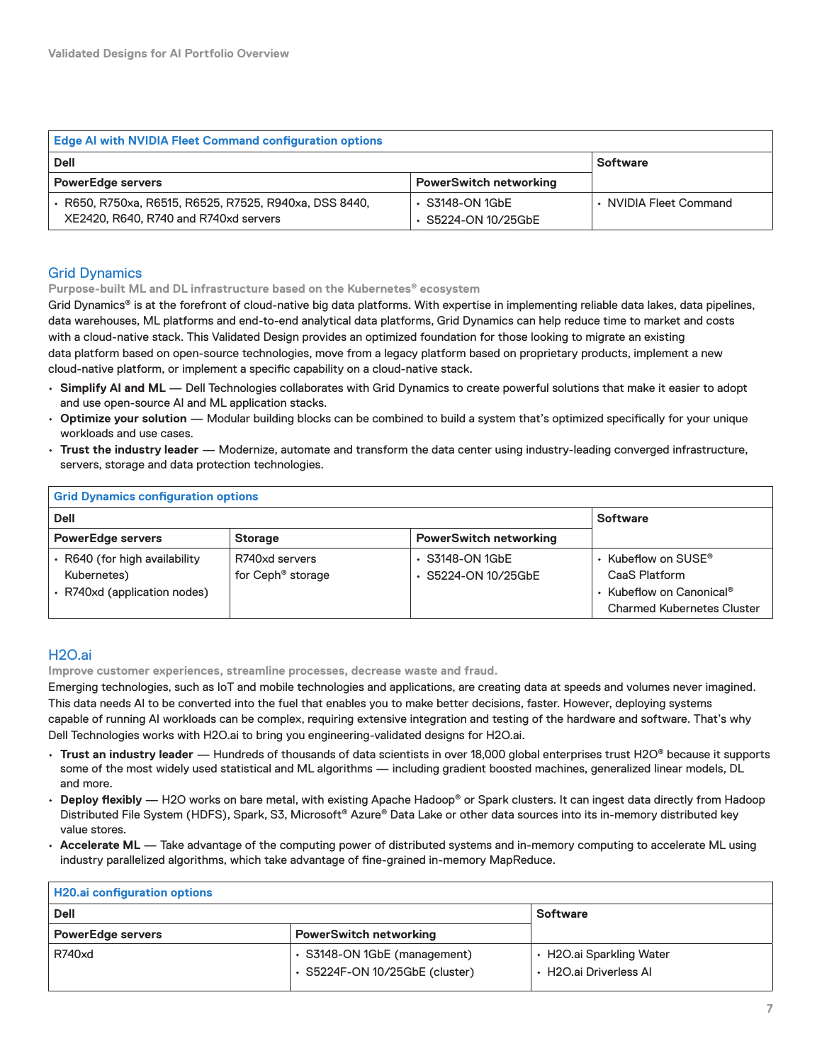| Edge AI with NVIDIA Fleet Command configuration options | | |
|---|---|---|
| **Dell** | | **Software** |
| **PowerEdge servers** | **PowerSwitch networking** | |
| • R650, R750xa, R6515, R6525, R7525, R940xa, DSS 8440, XE2420, R640, R740 and R740xd servers | • S3148-ON 1GbE<br>• S5224-ON 10/25GbE | • NVIDIA Fleet Command |

## Grid Dynamics

**Purpose-built ML and DL infrastructure based on the Kubernetes® ecosystem**

Grid Dynamics® is at the forefront of cloud-native big data platforms. With expertise in implementing reliable data lakes, data pipelines, data warehouses, ML platforms and end-to-end analytical data platforms, Grid Dynamics can help reduce time to market and costs with a cloud-native stack. This Validated Design provides an optimized foundation for those looking to migrate an existing data platform based on open-source technologies, move from a legacy platform based on proprietary products, implement a new cloud-native platform, or implement a specific capability on a cloud-native stack.

- **Simplify AI and ML** — Dell Technologies collaborates with Grid Dynamics to create powerful solutions that make it easier to adopt and use open-source AI and ML application stacks.
- **Optimize your solution** — Modular building blocks can be combined to build a system that's optimized specifically for your unique workloads and use cases.
- **Trust the industry leader** — Modernize, automate and transform the data center using industry-leading converged infrastructure, servers, storage and data protection technologies.

| Grid Dynamics configuration options | | | |
|---|---|---|---|
| **Dell** | | | **Software** |
| **PowerEdge servers** | **Storage** | **PowerSwitch networking** | |
| • R640 (for high availability Kubernetes)<br>• R740xd (application nodes) | R740xd servers for Ceph® storage | • S3148-ON 1GbE<br>• S5224-ON 10/25GbE | • Kubeflow on SUSE® CaaS Platform<br>• Kubeflow on Canonical® Charmed Kubernetes Cluster |

## H2O.ai

**Improve customer experiences, streamline processes, decrease waste and fraud.**

Emerging technologies, such as IoT and mobile technologies and applications, are creating data at speeds and volumes never imagined. This data needs AI to be converted into the fuel that enables you to make better decisions, faster. However, deploying systems capable of running AI workloads can be complex, requiring extensive integration and testing of the hardware and software. That's why Dell Technologies works with H2O.ai to bring you engineering-validated designs for H2O.ai.

- **Trust an industry leader** — Hundreds of thousands of data scientists in over 18,000 global enterprises trust H2O® because it supports some of the most widely used statistical and ML algorithms — including gradient boosted machines, generalized linear models, DL and more.
- **Deploy flexibly** — H2O works on bare metal, with existing Apache Hadoop® or Spark clusters. It can ingest data directly from Hadoop Distributed File System (HDFS), Spark, S3, Microsoft® Azure® Data Lake or other data sources into its in-memory distributed key value stores.
- **Accelerate ML** — Take advantage of the computing power of distributed systems and in-memory computing to accelerate ML using industry parallelized algorithms, which take advantage of fine-grained in-memory MapReduce.

| H20.ai configuration options | | |
|---|---|---|
| **Dell** | | **Software** |
| **PowerEdge servers** | **PowerSwitch networking** | |
| R740xd | • S3148-ON 1GbE (management)<br>• S5224F-ON 10/25GbE (cluster) | • H2O.ai Sparkling Water<br>• H2O.ai Driverless AI |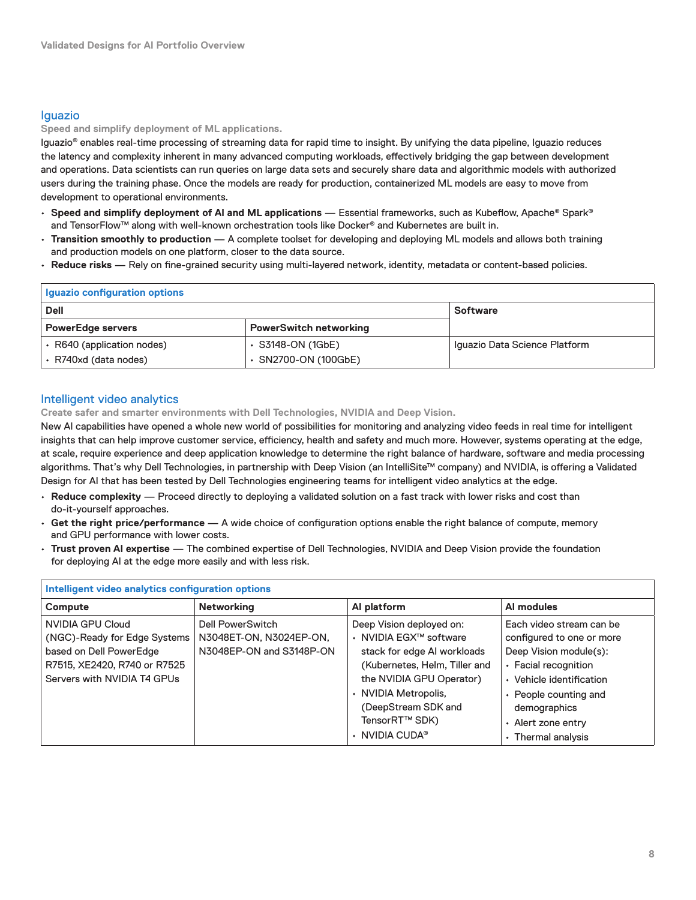## Iguazio

**Speed and simplify deployment of ML applications.**

Iguazio® enables real-time processing of streaming data for rapid time to insight. By unifying the data pipeline, Iguazio reduces the latency and complexity inherent in many advanced computing workloads, effectively bridging the gap between development and operations. Data scientists can run queries on large data sets and securely share data and algorithmic models with authorized users during the training phase. Once the models are ready for production, containerized ML models are easy to move from development to operational environments.

- **Speed and simplify deployment of AI and ML applications** — Essential frameworks, such as Kubeflow, Apache® Spark® and TensorFlow™ along with well-known orchestration tools like Docker® and Kubernetes are built in.
- **Transition smoothly to production** — A complete toolset for developing and deploying ML models and allows both training and production models on one platform, closer to the data source.
- **Reduce risks** — Rely on fine-grained security using multi-layered network, identity, metadata or content-based policies.

| Iguazio configuration options | | |
|---|---|---|
| **Dell** | | **Software** |
| **PowerEdge servers** | **PowerSwitch networking** | |
| • R640 (application nodes)<br>• R740xd (data nodes) | • S3148-ON (1GbE)<br>• SN2700-ON (100GbE) | Iguazio Data Science Platform |

## Intelligent video analytics

**Create safer and smarter environments with Dell Technologies, NVIDIA and Deep Vision.**

New AI capabilities have opened a whole new world of possibilities for monitoring and analyzing video feeds in real time for intelligent insights that can help improve customer service, efficiency, health and safety and much more. However, systems operating at the edge, at scale, require experience and deep application knowledge to determine the right balance of hardware, software and media processing algorithms. That's why Dell Technologies, in partnership with Deep Vision (an IntelliSite™ company) and NVIDIA, is offering a Validated Design for AI that has been tested by Dell Technologies engineering teams for intelligent video analytics at the edge.

- **Reduce complexity** — Proceed directly to deploying a validated solution on a fast track with lower risks and cost than do-it-yourself approaches.
- **Get the right price/performance** — A wide choice of configuration options enable the right balance of compute, memory and GPU performance with lower costs.
- **Trust proven AI expertise** — The combined expertise of Dell Technologies, NVIDIA and Deep Vision provide the foundation for deploying AI at the edge more easily and with less risk.

| Intelligent video analytics configuration options | | | |
|---|---|---|---|
| **Compute** | **Networking** | **AI platform** | **AI modules** |
| NVIDIA GPU Cloud (NGC)-Ready for Edge Systems based on Dell PowerEdge R7515, XE2420, R740 or R7525 Servers with NVIDIA T4 GPUs | Dell PowerSwitch N3048ET-ON, N3024EP-ON, N3048EP-ON and S3148P-ON | Deep Vision deployed on:<br>• NVIDIA EGX™ software stack for edge AI workloads (Kubernetes, Helm, Tiller and the NVIDIA GPU Operator)<br>• NVIDIA Metropolis, (DeepStream SDK and TensorRT™ SDK)<br>• NVIDIA CUDA® | Each video stream can be configured to one or more Deep Vision module(s):<br>• Facial recognition<br>• Vehicle identification<br>• People counting and demographics<br>• Alert zone entry<br>• Thermal analysis |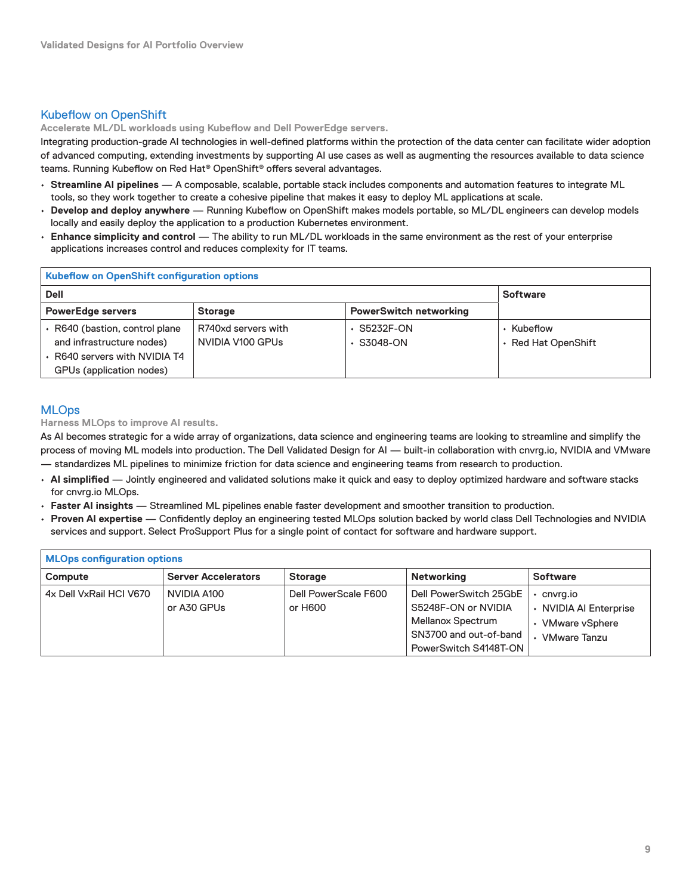## Kubeflow on OpenShift

**Accelerate ML/DL workloads using Kubeflow and Dell PowerEdge servers.**

Integrating production-grade AI technologies in well-defined platforms within the protection of the data center can facilitate wider adoption of advanced computing, extending investments by supporting AI use cases as well as augmenting the resources available to data science teams. Running Kubeflow on Red Hat® OpenShift® offers several advantages.

- **Streamline AI pipelines** — A composable, scalable, portable stack includes components and automation features to integrate ML tools, so they work together to create a cohesive pipeline that makes it easy to deploy ML applications at scale.
- **Develop and deploy anywhere** — Running Kubeflow on OpenShift makes models portable, so ML/DL engineers can develop models locally and easily deploy the application to a production Kubernetes environment.
- **Enhance simplicity and control** — The ability to run ML/DL workloads in the same environment as the rest of your enterprise applications increases control and reduces complexity for IT teams.

| Kubeflow on OpenShift configuration options | | | |
|---|---|---|---|
| **Dell** | | | **Software** |
| **PowerEdge servers** | **Storage** | **PowerSwitch networking** | |
| • R640 (bastion, control plane and infrastructure nodes)<br>• R640 servers with NVIDIA T4 GPUs (application nodes) | R740xd servers with NVIDIA V100 GPUs | • S5232F-ON<br>• S3048-ON | • Kubeflow<br>• Red Hat OpenShift |

## MLOps

**Harness MLOps to improve AI results.**

As AI becomes strategic for a wide array of organizations, data science and engineering teams are looking to streamline and simplify the process of moving ML models into production. The Dell Validated Design for AI — built-in collaboration with cnvrg.io, NVIDIA and VMware — standardizes ML pipelines to minimize friction for data science and engineering teams from research to production.

- **AI simplified** — Jointly engineered and validated solutions make it quick and easy to deploy optimized hardware and software stacks for cnvrg.io MLOps.
- **Faster AI insights** — Streamlined ML pipelines enable faster development and smoother transition to production.
- **Proven AI expertise** — Confidently deploy an engineering tested MLOps solution backed by world class Dell Technologies and NVIDIA services and support. Select ProSupport Plus for a single point of contact for software and hardware support.

| MLOps configuration options | | | | |
|---|---|---|---|---|
| **Compute** | **Server Accelerators** | **Storage** | **Networking** | **Software** |
| 4x Dell VxRail HCI V670 | NVIDIA A100 or A30 GPUs | Dell PowerScale F600 or H600 | Dell PowerSwitch 25GbE S5248F-ON or NVIDIA Mellanox Spectrum SN3700 and out-of-band PowerSwitch S4148T-ON | • cnvrg.io<br>• NVIDIA AI Enterprise<br>• VMware vSphere<br>• VMware Tanzu |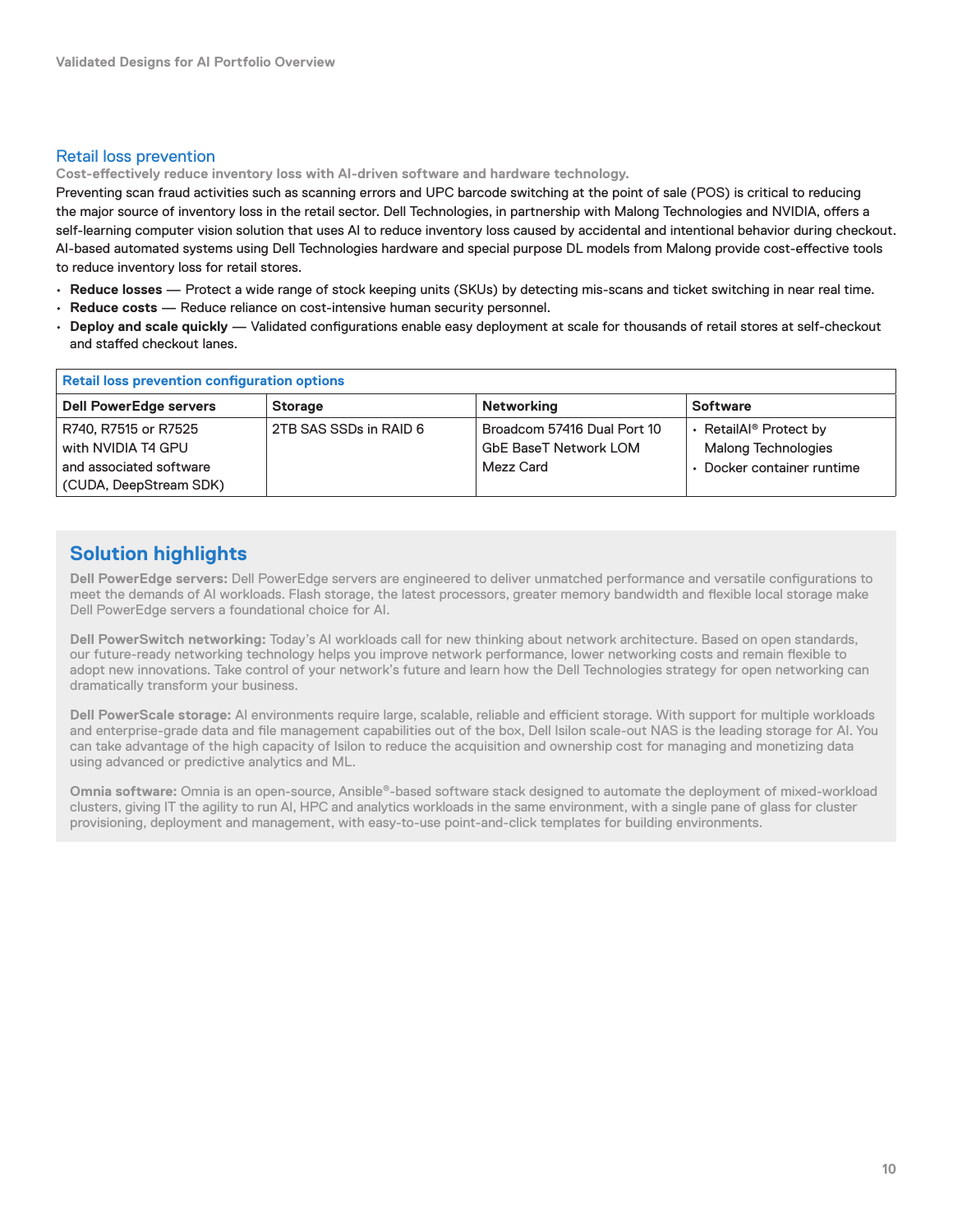## Retail loss prevention

**Cost-effectively reduce inventory loss with AI-driven software and hardware technology.**

Preventing scan fraud activities such as scanning errors and UPC barcode switching at the point of sale (POS) is critical to reducing the major source of inventory loss in the retail sector. Dell Technologies, in partnership with Malong Technologies and NVIDIA, offers a self-learning computer vision solution that uses AI to reduce inventory loss caused by accidental and intentional behavior during checkout. AI-based automated systems using Dell Technologies hardware and special purpose DL models from Malong provide cost-effective tools to reduce inventory loss for retail stores.

- **Reduce losses** — Protect a wide range of stock keeping units (SKUs) by detecting mis-scans and ticket switching in near real time.
- **Reduce costs** — Reduce reliance on cost-intensive human security personnel.
- **Deploy and scale quickly** — Validated configurations enable easy deployment at scale for thousands of retail stores at self-checkout and staffed checkout lanes.

| Retail loss prevention configuration options | | | |
|---|---|---|---|
| **Dell PowerEdge servers** | **Storage** | **Networking** | **Software** |
| R740, R7515 or R7525 with NVIDIA T4 GPU and associated software (CUDA, DeepStream SDK) | 2TB SAS SSDs in RAID 6 | Broadcom 57416 Dual Port 10 GbE BaseT Network LOM Mezz Card | • RetailAI® Protect by Malong Technologies<br>• Docker container runtime |

## Solution highlights

**Dell PowerEdge servers:** Dell PowerEdge servers are engineered to deliver unmatched performance and versatile configurations to meet the demands of AI workloads. Flash storage, the latest processors, greater memory bandwidth and flexible local storage make Dell PowerEdge servers a foundational choice for AI.

**Dell PowerSwitch networking:** Today's AI workloads call for new thinking about network architecture. Based on open standards, our future-ready networking technology helps you improve network performance, lower networking costs and remain flexible to adopt new innovations. Take control of your network's future and learn how the Dell Technologies strategy for open networking can dramatically transform your business.

**Dell PowerScale storage:** AI environments require large, scalable, reliable and efficient storage. With support for multiple workloads and enterprise-grade data and file management capabilities out of the box, Dell Isilon scale-out NAS is the leading storage for AI. You can take advantage of the high capacity of Isilon to reduce the acquisition and ownership cost for managing and monetizing data using advanced or predictive analytics and ML.

**Omnia software:** Omnia is an open-source, Ansible®-based software stack designed to automate the deployment of mixed-workload clusters, giving IT the agility to run AI, HPC and analytics workloads in the same environment, with a single pane of glass for cluster provisioning, deployment and management, with easy-to-use point-and-click templates for building environments.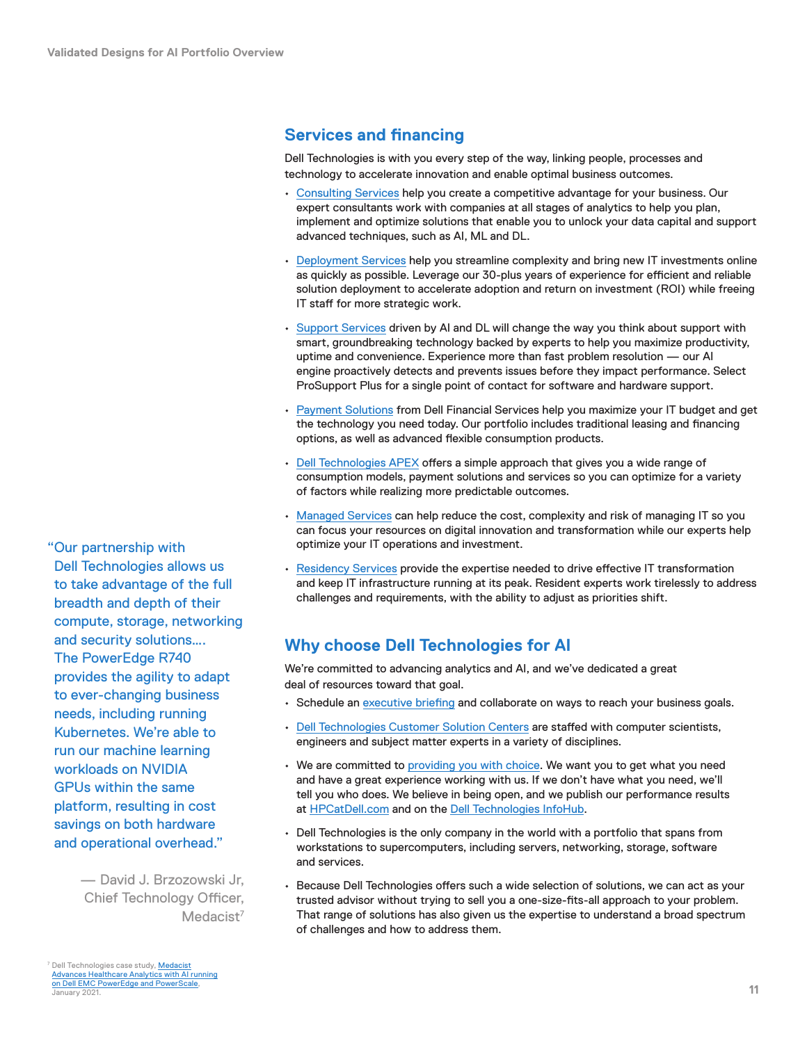## Services and financing

Dell Technologies is with you every step of the way, linking people, processes and technology to accelerate innovation and enable optimal business outcomes.

- Consulting Services help you create a competitive advantage for your business. Our expert consultants work with companies at all stages of analytics to help you plan, implement and optimize solutions that enable you to unlock your data capital and support advanced techniques, such as AI, ML and DL.
- Deployment Services help you streamline complexity and bring new IT investments online as quickly as possible. Leverage our 30-plus years of experience for efficient and reliable solution deployment to accelerate adoption and return on investment (ROI) while freeing IT staff for more strategic work.
- Support Services driven by AI and DL will change the way you think about support with smart, groundbreaking technology backed by experts to help you maximize productivity, uptime and convenience. Experience more than fast problem resolution — our AI engine proactively detects and prevents issues before they impact performance. Select ProSupport Plus for a single point of contact for software and hardware support.
- Payment Solutions from Dell Financial Services help you maximize your IT budget and get the technology you need today. Our portfolio includes traditional leasing and financing options, as well as advanced flexible consumption products.
- Dell Technologies APEX offers a simple approach that gives you a wide range of consumption models, payment solutions and services so you can optimize for a variety of factors while realizing more predictable outcomes.
- Managed Services can help reduce the cost, complexity and risk of managing IT so you can focus your resources on digital innovation and transformation while our experts help optimize your IT operations and investment.
- Residency Services provide the expertise needed to drive effective IT transformation and keep IT infrastructure running at its peak. Resident experts work tirelessly to address challenges and requirements, with the ability to adjust as priorities shift.

> "Our partnership with Dell Technologies allows us to take advantage of the full breadth and depth of their compute, storage, networking and security solutions.... The PowerEdge R740 provides the agility to adapt to ever-changing business needs, including running Kubernetes. We're able to run our machine learning workloads on NVIDIA GPUs within the same platform, resulting in cost savings on both hardware and operational overhead."
>
> — David J. Brzozowski Jr, Chief Technology Officer, Medacist[7]

## Why choose Dell Technologies for AI

We're committed to advancing analytics and AI, and we've dedicated a great deal of resources toward that goal.

- Schedule an executive briefing and collaborate on ways to reach your business goals.
- Dell Technologies Customer Solution Centers are staffed with computer scientists, engineers and subject matter experts in a variety of disciplines.
- We are committed to providing you with choice. We want you to get what you need and have a great experience working with us. If we don't have what you need, we'll tell you who does. We believe in being open, and we publish our performance results at HPCatDell.com and on the Dell Technologies InfoHub.
- Dell Technologies is the only company in the world with a portfolio that spans from workstations to supercomputers, including servers, networking, storage, software and services.
- Because Dell Technologies offers such a wide selection of solutions, we can act as your trusted advisor without trying to sell you a one-size-fits-all approach to your problem. That range of solutions has also given us the expertise to understand a broad spectrum of challenges and how to address them.

[7] Dell Technologies case study, Medacist Advances Healthcare Analytics with AI running on Dell EMC PowerEdge and PowerScale, January 2021.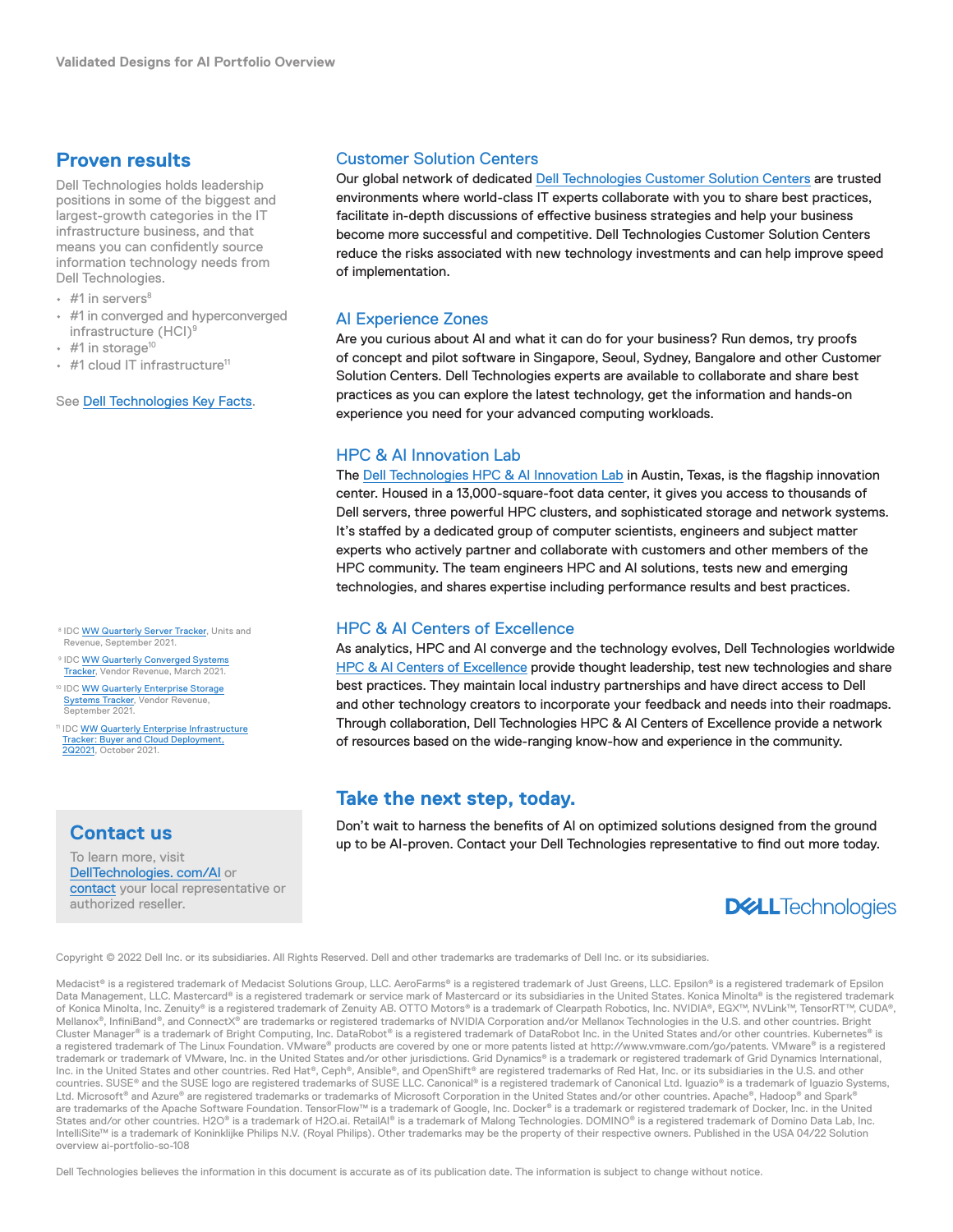## Proven results

Dell Technologies holds leadership positions in some of the biggest and largest-growth categories in the IT infrastructure business, and that means you can confidently source information technology needs from Dell Technologies.

- #1 in servers[8]
- #1 in converged and hyperconverged infrastructure (HCI)[9]
- #1 in storage[10]
- #1 cloud IT infrastructure[11]

See Dell Technologies Key Facts.

[8] IDC WW Quarterly Server Tracker, Units and Revenue, September 2021.

[9] IDC WW Quarterly Converged Systems Tracker, Vendor Revenue, March 2021.

[10] IDC WW Quarterly Enterprise Storage Systems Tracker, Vendor Revenue, September 2021.

[11] IDC WW Quarterly Enterprise Infrastructure Tracker: Buyer and Cloud Deployment, 2Q2021, October 2021.

### Customer Solution Centers

Our global network of dedicated Dell Technologies Customer Solution Centers are trusted environments where world-class IT experts collaborate with you to share best practices, facilitate in-depth discussions of effective business strategies and help your business become more successful and competitive. Dell Technologies Customer Solution Centers reduce the risks associated with new technology investments and can help improve speed of implementation.

### AI Experience Zones

Are you curious about AI and what it can do for your business? Run demos, try proofs of concept and pilot software in Singapore, Seoul, Sydney, Bangalore and other Customer Solution Centers. Dell Technologies experts are available to collaborate and share best practices as you can explore the latest technology, get the information and hands-on experience you need for your advanced computing workloads.

### HPC & AI Innovation Lab

The Dell Technologies HPC & AI Innovation Lab in Austin, Texas, is the flagship innovation center. Housed in a 13,000-square-foot data center, it gives you access to thousands of Dell servers, three powerful HPC clusters, and sophisticated storage and network systems. It's staffed by a dedicated group of computer scientists, engineers and subject matter experts who actively partner and collaborate with customers and other members of the HPC community. The team engineers HPC and AI solutions, tests new and emerging technologies, and shares expertise including performance results and best practices.

### HPC & AI Centers of Excellence

As analytics, HPC and AI converge and the technology evolves, Dell Technologies worldwide HPC & AI Centers of Excellence provide thought leadership, test new technologies and share best practices. They maintain local industry partnerships and have direct access to Dell and other technology creators to incorporate your feedback and needs into their roadmaps. Through collaboration, Dell Technologies HPC & AI Centers of Excellence provide a network of resources based on the wide-ranging know-how and experience in the community.

## Take the next step, today.

Don't wait to harness the benefits of AI on optimized solutions designed from the ground up to be AI-proven. Contact your Dell Technologies representative to find out more today.

## Contact us

To learn more, visit DellTechnologies. com/AI or contact your local representative or authorized reseller.

Copyright © 2022 Dell Inc. or its subsidiaries. All Rights Reserved. Dell and other trademarks are trademarks of Dell Inc. or its subsidiaries.

Medacist® is a registered trademark of Medacist Solutions Group, LLC. AeroFarms® is a registered trademark of Just Greens, LLC. Epsilon® is a registered trademark of Epsilon Data Management, LLC. Mastercard® is a registered trademark or service mark of Mastercard or its subsidiaries in the United States. Konica Minolta® is the registered trademark of Konica Minolta, Inc. Zenuity® is a registered trademark of Zenuity AB. OTTO Motors® is a trademark of Clearpath Robotics, Inc. NVIDIA®, EGX™, NVLink™, TensorRT™, CUDA®, Mellanox®, InfiniBand®, and ConnectX® are trademarks or registered trademarks of NVIDIA Corporation and/or Mellanox Technologies in the U.S. and other countries. Bright Cluster Manager® is a trademark of Bright Computing, Inc. DataRobot® is a registered trademark of DataRobot Inc. in the United States and/or other countries. Kubernetes® is a registered trademark of The Linux Foundation. VMware® products are covered by one or more patents listed at http://www.vmware.com/go/patents. VMware® is a registered trademark or trademark of VMware, Inc. in the United States and/or other jurisdictions. Grid Dynamics® is a trademark or registered trademark of Grid Dynamics International, Inc. in the United States and other countries. Red Hat®, Ceph®, Ansible®, and OpenShift® are registered trademarks of Red Hat, Inc. or its subsidiaries in the U.S. and other countries. SUSE® and the SUSE logo are registered trademarks of SUSE LLC. Canonical® is a registered trademark of Canonical Ltd. Iguazio® is a trademark of Iguazio Systems, Ltd. Microsoft® and Azure® are registered trademarks or trademarks of Microsoft Corporation in the United States and/or other countries. Apache®, Hadoop® and Spark® are trademarks of the Apache Software Foundation. TensorFlow™ is a trademark of Google, Inc. Docker® is a trademark or registered trademark of Docker, Inc. in the United States and/or other countries. H2O® is a trademark of H2O.ai. RetailAI® is a trademark of Malong Technologies. DOMINO® is a registered trademark of Domino Data Lab, Inc. IntelliSite™ is a trademark of Koninklijke Philips N.V. (Royal Philips). Other trademarks may be the property of their respective owners. Published in the USA 04/22 Solution overview ai-portfolio-so-108

Dell Technologies believes the information in this document is accurate as of its publication date. The information is subject to change without notice.